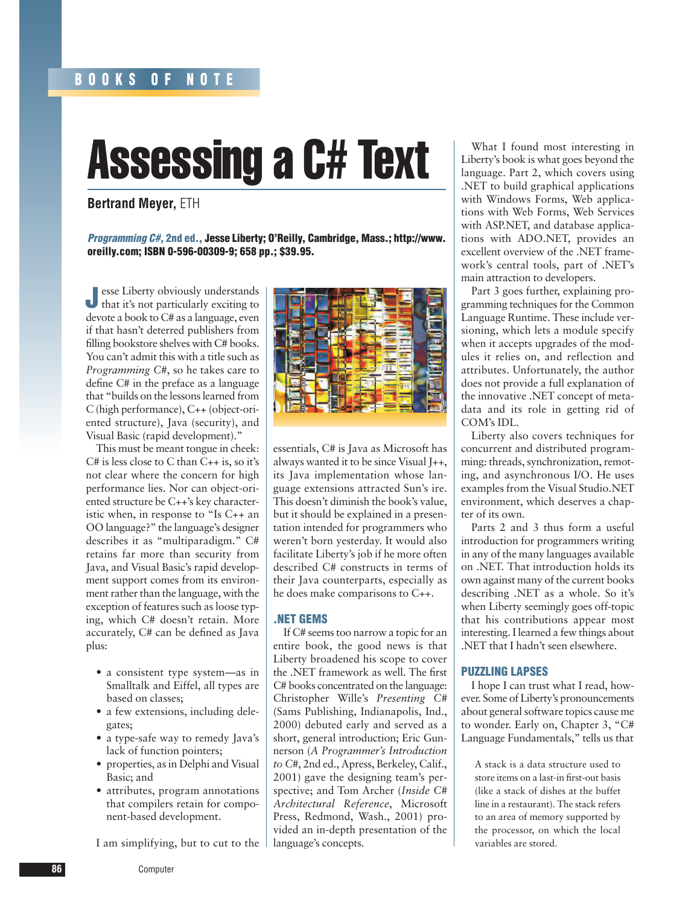BOOKS OF NOTE

# Assessing a C# Text

**Bertrand Meyer,** ETH

***Programming C#*, 2nd ed., Jesse Liberty; O'Reilly, Cambridge, Mass.; http://www.oreilly.com; ISBN 0-596-00309-9; 658 pp.; $39.95.**

Jesse Liberty obviously understands that it's not particularly exciting to devote a book to C# as a language, even if that hasn't deterred publishers from filling bookstore shelves with C# books. You can't admit this with a title such as *Programming C#*, so he takes care to define C# in the preface as a language that "builds on the lessons learned from C (high performance), C++ (object-oriented structure), Java (security), and Visual Basic (rapid development)."

This must be meant tongue in cheek: C# is less close to C than C++ is, so it's not clear where the concern for high performance lies. Nor can object-oriented structure be C++'s key characteristic when, in response to "Is C++ an OO language?" the language's designer describes it as "multiparadigm." C# retains far more than security from Java, and Visual Basic's rapid development support comes from its environment rather than the language, with the exception of features such as loose typing, which C# doesn't retain. More accurately, C# can be defined as Java plus:

- a consistent type system—as in Smalltalk and Eiffel, all types are based on classes;
- a few extensions, including delegates;
- a type-safe way to remedy Java's lack of function pointers;
- properties, as in Delphi and Visual Basic; and
- attributes, program annotations that compilers retain for component-based development.

I am simplifying, but to cut to the essentials, C# is Java as Microsoft has always wanted it to be since Visual J++, its Java implementation whose language extensions attracted Sun's ire. This doesn't diminish the book's value, but it should be explained in a presentation intended for programmers who weren't born yesterday. It would also facilitate Liberty's job if he more often described C# constructs in terms of their Java counterparts, especially as he does make comparisons to C++.

## .NET GEMS

If C# seems too narrow a topic for an entire book, the good news is that Liberty broadened his scope to cover the .NET framework as well. The first C# books concentrated on the language: Christopher Wille's *Presenting C#* (Sams Publishing, Indianapolis, Ind., 2000) debuted early and served as a short, general introduction; Eric Gunnerson (*A Programmer's Introduction to C#*, 2nd ed., Apress, Berkeley, Calif., 2001) gave the designing team's perspective; and Tom Archer (*Inside C# Architectural Reference*, Microsoft Press, Redmond, Wash., 2001) provided an in-depth presentation of the language's concepts.

What I found most interesting in Liberty's book is what goes beyond the language. Part 2, which covers using .NET to build graphical applications with Windows Forms, Web applications with Web Forms, Web Services with ASP.NET, and database applications with ADO.NET, provides an excellent overview of the .NET framework's central tools, part of .NET's main attraction to developers.

Part 3 goes further, explaining programming techniques for the Common Language Runtime. These include versioning, which lets a module specify when it accepts upgrades of the modules it relies on, and reflection and attributes. Unfortunately, the author does not provide a full explanation of the innovative .NET concept of metadata and its role in getting rid of COM's IDL.

Liberty also covers techniques for concurrent and distributed programming: threads, synchronization, remoting, and asynchronous I/O. He uses examples from the Visual Studio.NET environment, which deserves a chapter of its own.

Parts 2 and 3 thus form a useful introduction for programmers writing in any of the many languages available on .NET. That introduction holds its own against many of the current books describing .NET as a whole. So it's when Liberty seemingly goes off-topic that his contributions appear most interesting. I learned a few things about .NET that I hadn't seen elsewhere.

## PUZZLING LAPSES

I hope I can trust what I read, however. Some of Liberty's pronouncements about general software topics cause me to wonder. Early on, Chapter 3, "C# Language Fundamentals," tells us that

> A stack is a data structure used to store items on a last-in first-out basis (like a stack of dishes at the buffet line in a restaurant). The stack refers to an area of memory supported by the processor, on which the local variables are stored.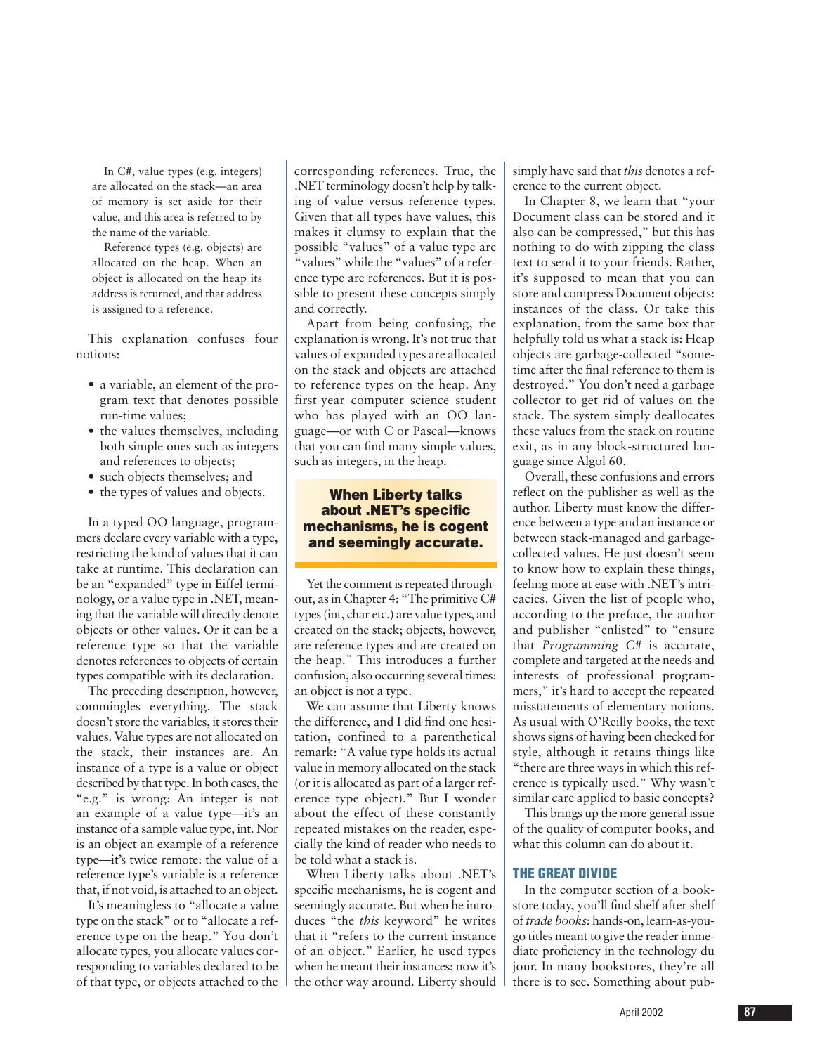> In C#, value types (e.g. integers) are allocated on the stack—an area of memory is set aside for their value, and this area is referred to by the name of the variable.
>
> Reference types (e.g. objects) are allocated on the heap. When an object is allocated on the heap its address is returned, and that address is assigned to a reference.

This explanation confuses four notions:

- a variable, an element of the program text that denotes possible run-time values;
- the values themselves, including both simple ones such as integers and references to objects;
- such objects themselves; and
- the types of values and objects.

In a typed OO language, programmers declare every variable with a type, restricting the kind of values that it can take at runtime. This declaration can be an "expanded" type in Eiffel terminology, or a value type in .NET, meaning that the variable will directly denote objects or other values. Or it can be a reference type so that the variable denotes references to objects of certain types compatible with its declaration.

The preceding description, however, commingles everything. The stack doesn't store the variables, it stores their values. Value types are not allocated on the stack, their instances are. An instance of a type is a value or object described by that type. In both cases, the "e.g." is wrong: An integer is not an example of a value type—it's an instance of a sample value type, int. Nor is an object an example of a reference type—it's twice remote: the value of a reference type's variable is a reference that, if not void, is attached to an object.

It's meaningless to "allocate a value type on the stack" or to "allocate a reference type on the heap." You don't allocate types, you allocate values corresponding to variables declared to be of that type, or objects attached to the corresponding references. True, the .NET terminology doesn't help by talking of value versus reference types. Given that all types have values, this makes it clumsy to explain that the possible "values" of a value type are "values" while the "values" of a reference type are references. But it is possible to present these concepts simply and correctly.

Apart from being confusing, the explanation is wrong. It's not true that values of expanded types are allocated on the stack and objects are attached to reference types on the heap. Any first-year computer science student who has played with an OO language—or with C or Pascal—knows that you can find many simple values, such as integers, in the heap.

**When Liberty talks about .NET's specific mechanisms, he is cogent and seemingly accurate.**

Yet the comment is repeated throughout, as in Chapter 4: "The primitive C# types (int, char etc.) are value types, and created on the stack; objects, however, are reference types and are created on the heap." This introduces a further confusion, also occurring several times: an object is not a type.

We can assume that Liberty knows the difference, and I did find one hesitation, confined to a parenthetical remark: "A value type holds its actual value in memory allocated on the stack (or it is allocated as part of a larger reference type object)." But I wonder about the effect of these constantly repeated mistakes on the reader, especially the kind of reader who needs to be told what a stack is.

When Liberty talks about .NET's specific mechanisms, he is cogent and seemingly accurate. But when he introduces "the *this* keyword" he writes that it "refers to the current instance of an object." Earlier, he used types when he meant their instances; now it's the other way around. Liberty should simply have said that *this* denotes a reference to the current object.

In Chapter 8, we learn that "your Document class can be stored and it also can be compressed," but this has nothing to do with zipping the class text to send it to your friends. Rather, it's supposed to mean that you can store and compress Document objects: instances of the class. Or take this explanation, from the same box that helpfully told us what a stack is: Heap objects are garbage-collected "sometime after the final reference to them is destroyed." You don't need a garbage collector to get rid of values on the stack. The system simply deallocates these values from the stack on routine exit, as in any block-structured language since Algol 60.

Overall, these confusions and errors reflect on the publisher as well as the author. Liberty must know the difference between a type and an instance or between stack-managed and garbage-collected values. He just doesn't seem to know how to explain these things, feeling more at ease with .NET's intricacies. Given the list of people who, according to the preface, the author and publisher "enlisted" to "ensure that *Programming C#* is accurate, complete and targeted at the needs and interests of professional programmers," it's hard to accept the repeated misstatements of elementary notions. As usual with O'Reilly books, the text shows signs of having been checked for style, although it retains things like "there are three ways in which this reference is typically used." Why wasn't similar care applied to basic concepts?

This brings up the more general issue of the quality of computer books, and what this column can do about it.

## THE GREAT DIVIDE

In the computer section of a bookstore today, you'll find shelf after shelf of *trade books*: hands-on, learn-as-you-go titles meant to give the reader immediate proficiency in the technology du jour. In many bookstores, they're all there is to see. Something about pub-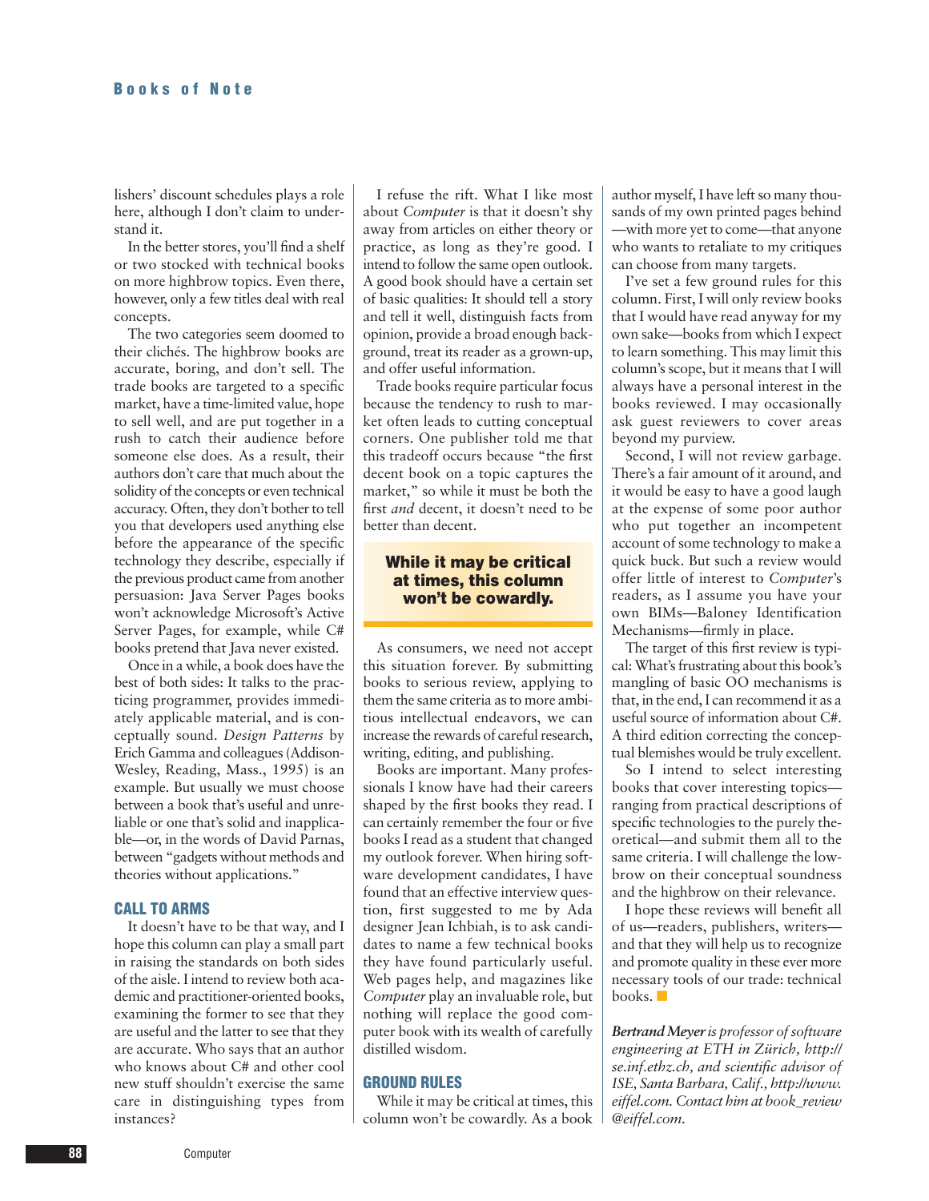lishers' discount schedules plays a role here, although I don't claim to understand it.

In the better stores, you'll find a shelf or two stocked with technical books on more highbrow topics. Even there, however, only a few titles deal with real concepts.

The two categories seem doomed to their clichés. The highbrow books are accurate, boring, and don't sell. The trade books are targeted to a specific market, have a time-limited value, hope to sell well, and are put together in a rush to catch their audience before someone else does. As a result, their authors don't care that much about the solidity of the concepts or even technical accuracy. Often, they don't bother to tell you that developers used anything else before the appearance of the specific technology they describe, especially if the previous product came from another persuasion: Java Server Pages books won't acknowledge Microsoft's Active Server Pages, for example, while C# books pretend that Java never existed.

Once in a while, a book does have the best of both sides: It talks to the practicing programmer, provides immediately applicable material, and is conceptually sound. *Design Patterns* by Erich Gamma and colleagues (Addison-Wesley, Reading, Mass., 1995) is an example. But usually we must choose between a book that's useful and unreliable or one that's solid and inapplicable—or, in the words of David Parnas, between "gadgets without methods and theories without applications."

## CALL TO ARMS

It doesn't have to be that way, and I hope this column can play a small part in raising the standards on both sides of the aisle. I intend to review both academic and practitioner-oriented books, examining the former to see that they are useful and the latter to see that they are accurate. Who says that an author who knows about C# and other cool new stuff shouldn't exercise the same care in distinguishing types from instances?

I refuse the rift. What I like most about *Computer* is that it doesn't shy away from articles on either theory or practice, as long as they're good. I intend to follow the same open outlook. A good book should have a certain set of basic qualities: It should tell a story and tell it well, distinguish facts from opinion, provide a broad enough background, treat its reader as a grown-up, and offer useful information.

Trade books require particular focus because the tendency to rush to market often leads to cutting conceptual corners. One publisher told me that this tradeoff occurs because "the first decent book on a topic captures the market," so while it must be both the first *and* decent, it doesn't need to be better than decent.

**While it may be critical at times, this column won't be cowardly.**

As consumers, we need not accept this situation forever. By submitting books to serious review, applying to them the same criteria as to more ambitious intellectual endeavors, we can increase the rewards of careful research, writing, editing, and publishing.

Books are important. Many professionals I know have had their careers shaped by the first books they read. I can certainly remember the four or five books I read as a student that changed my outlook forever. When hiring software development candidates, I have found that an effective interview question, first suggested to me by Ada designer Jean Ichbiah, is to ask candidates to name a few technical books they have found particularly useful. Web pages help, and magazines like *Computer* play an invaluable role, but nothing will replace the good computer book with its wealth of carefully distilled wisdom.

## GROUND RULES

While it may be critical at times, this column won't be cowardly. As a book author myself, I have left so many thousands of my own printed pages behind—with more yet to come—that anyone who wants to retaliate to my critiques can choose from many targets.

I've set a few ground rules for this column. First, I will only review books that I would have read anyway for my own sake—books from which I expect to learn something. This may limit this column's scope, but it means that I will always have a personal interest in the books reviewed. I may occasionally ask guest reviewers to cover areas beyond my purview.

Second, I will not review garbage. There's a fair amount of it around, and it would be easy to have a good laugh at the expense of some poor author who put together an incompetent account of some technology to make a quick buck. But such a review would offer little of interest to *Computer*'s readers, as I assume you have your own BIMs—Baloney Identification Mechanisms—firmly in place.

The target of this first review is typical: What's frustrating about this book's mangling of basic OO mechanisms is that, in the end, I can recommend it as a useful source of information about C#. A third edition correcting the conceptual blemishes would be truly excellent.

So I intend to select interesting books that cover interesting topics—ranging from practical descriptions of specific technologies to the purely theoretical—and submit them all to the same criteria. I will challenge the lowbrow on their conceptual soundness and the highbrow on their relevance.

I hope these reviews will benefit all of us—readers, publishers, writers—and that they will help us to recognize and promote quality in these ever more necessary tools of our trade: technical books. ■

***Bertrand Meyer** is professor of software engineering at ETH in Zürich, http://se.inf.ethz.ch, and scientific advisor of ISE, Santa Barbara, Calif., http://www.eiffel.com. Contact him at book_review@eiffel.com.*